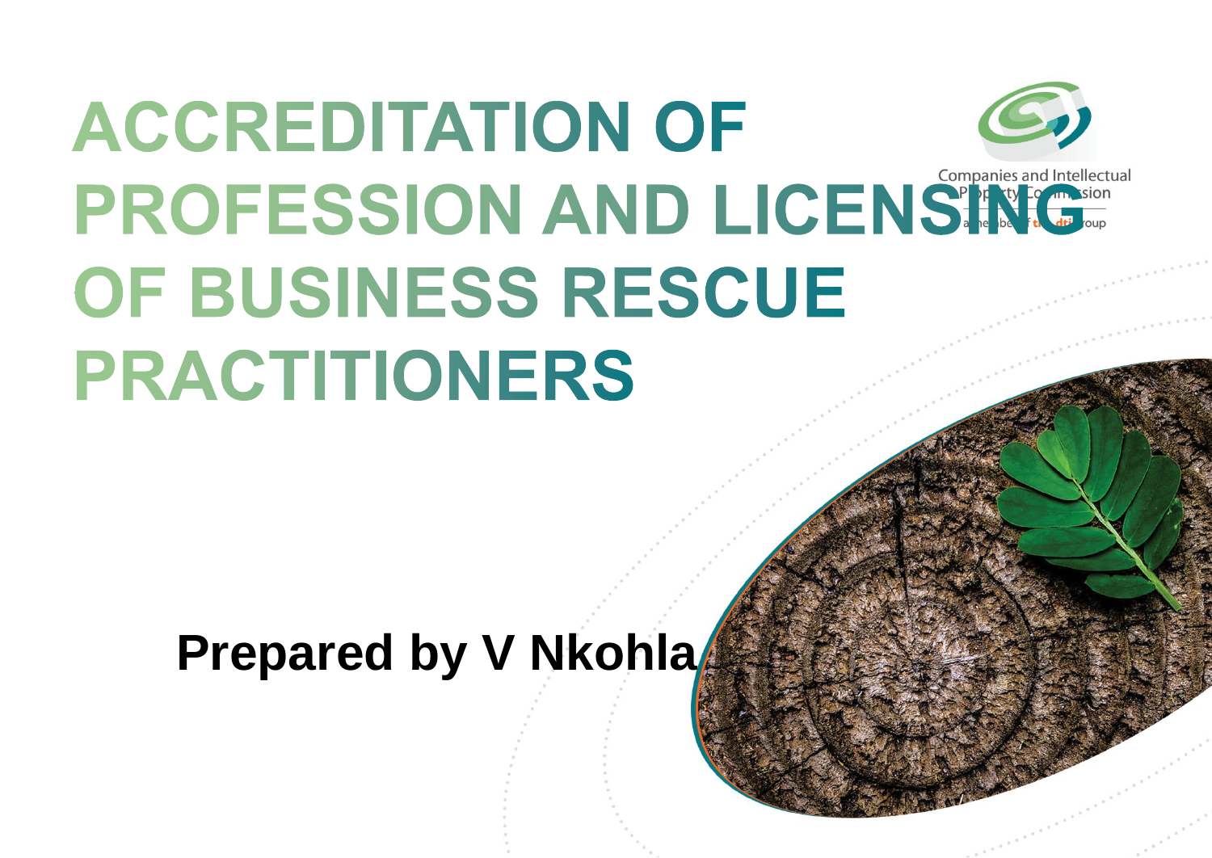# ACCREDITATION OF PROFESSION AND LICENSING OF BUSINESS RESCUE PRACTITIONERS

Companies and Intellectual Property Commission

a member of the dti group

**Prepared by V Nkohla**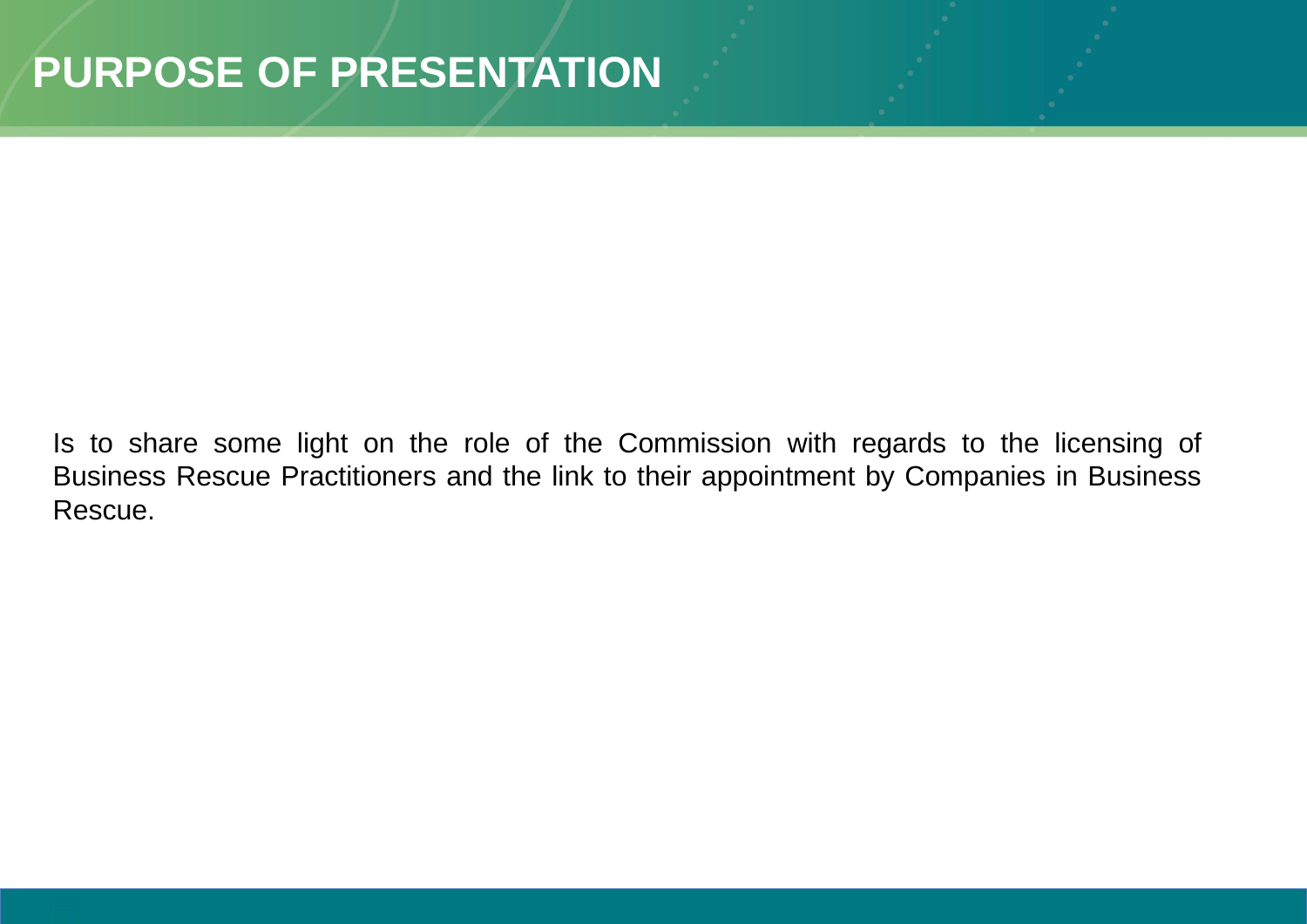# PURPOSE OF PRESENTATION

Is to share some light on the role of the Commission with regards to the licensing of Business Rescue Practitioners and the link to their appointment by Companies in Business Rescue.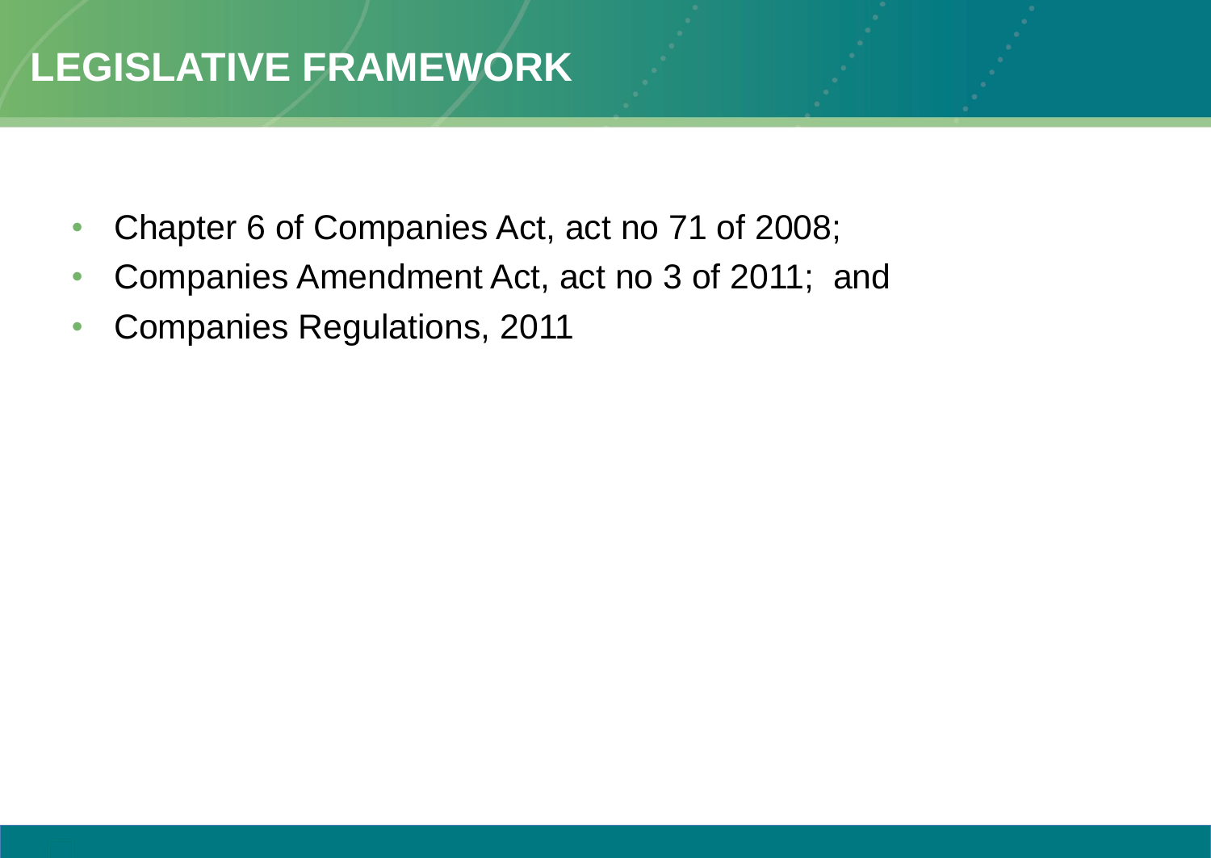# LEGISLATIVE FRAMEWORK

- Chapter 6 of Companies Act, act no 71 of 2008;
- Companies Amendment Act, act no 3 of 2011; and
- Companies Regulations, 2011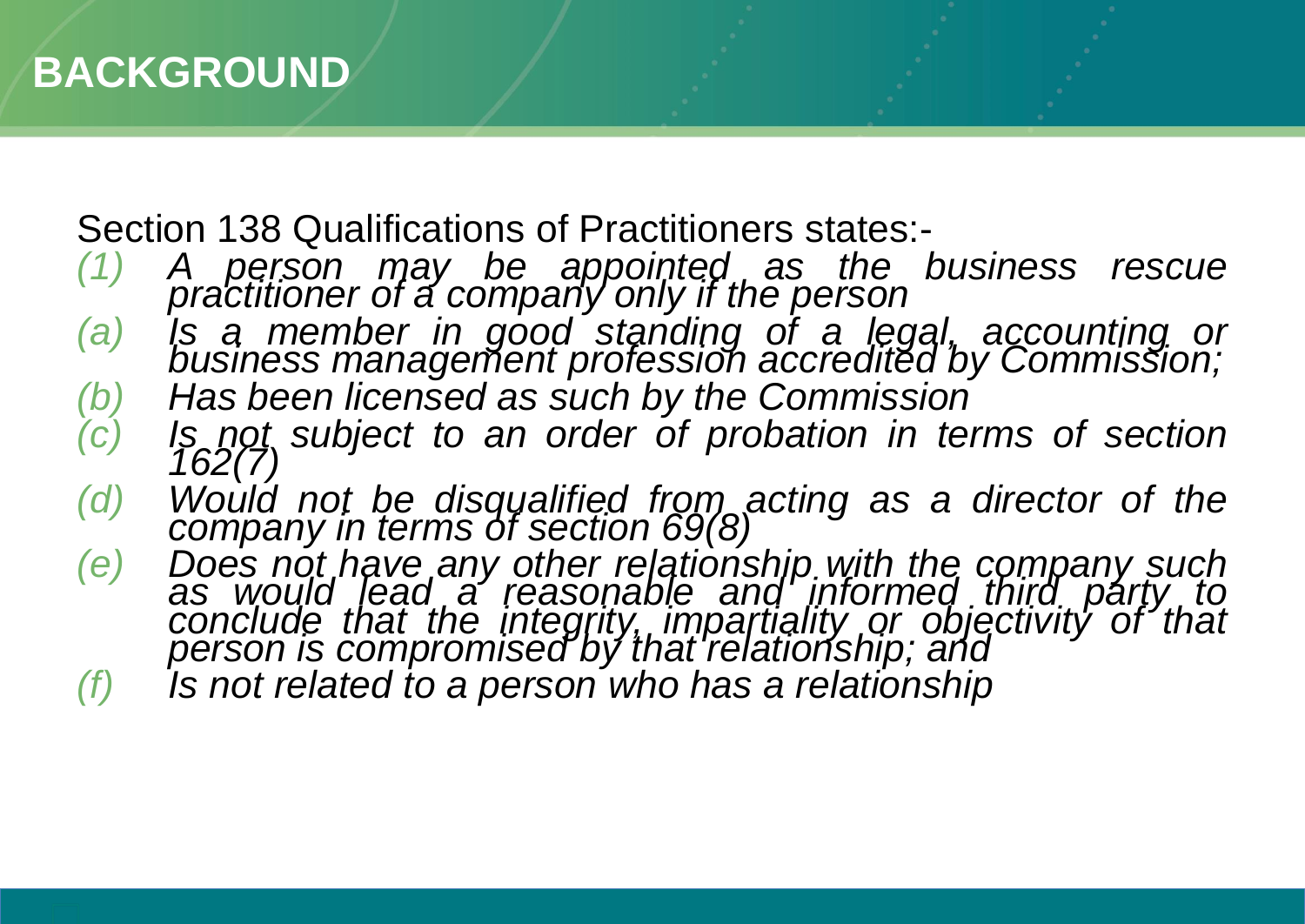# BACKGROUND

Section 138 Qualifications of Practitioners states:-

*(1)* *A person may be appointed as the business rescue practitioner of a company only if the person*

*(a)* *Is a member in good standing of a legal, accounting or business management profession accredited by Commission;*

*(b)* *Has been licensed as such by the Commission*

*(c)* *Is not subject to an order of probation in terms of section 162(7)*

*(d)* *Would not be disqualified from acting as a director of the company in terms of section 69(8)*

*(e)* *Does not have any other relationship with the company such as would lead a reasonable and informed third party to conclude that the integrity, impartiality or objectivity of that person is compromised by that relationship; and*

*(f)* *Is not related to a person who has a relationship*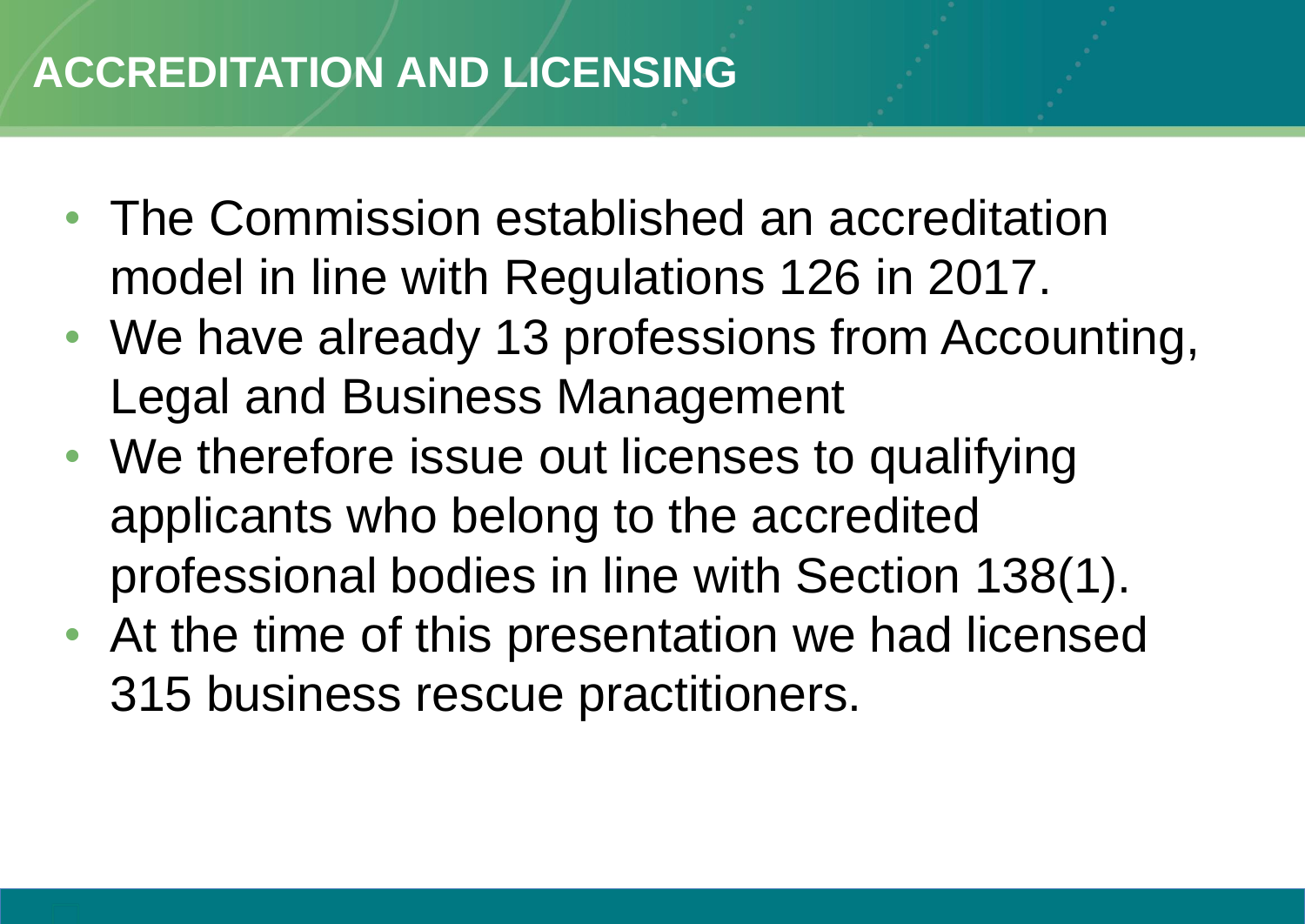# ACCREDITATION AND LICENSING

- The Commission established an accreditation model in line with Regulations 126 in 2017.
- We have already 13 professions from Accounting, Legal and Business Management
- We therefore issue out licenses to qualifying applicants who belong to the accredited professional bodies in line with Section 138(1).
- At the time of this presentation we had licensed 315 business rescue practitioners.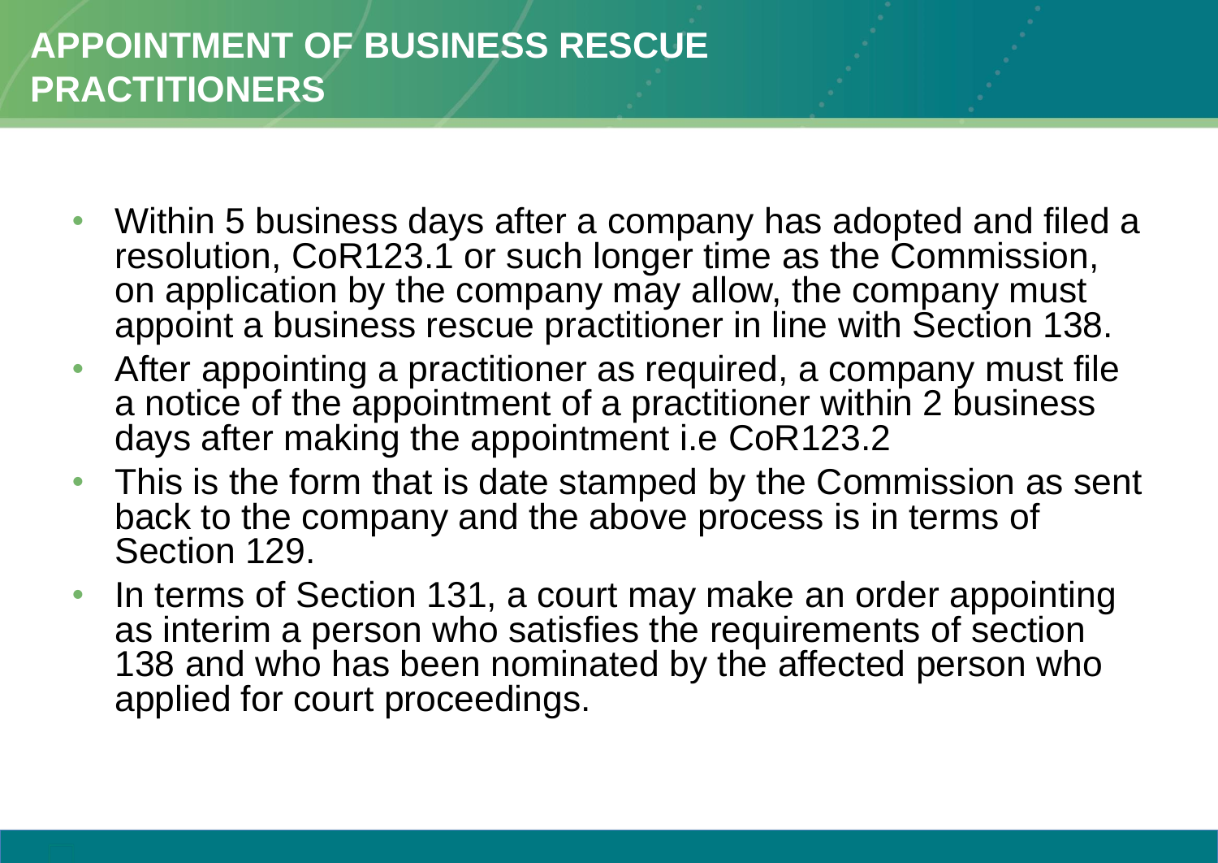# APPOINTMENT OF BUSINESS RESCUE PRACTITIONERS

- Within 5 business days after a company has adopted and filed a resolution, CoR123.1 or such longer time as the Commission, on application by the company may allow, the company must appoint a business rescue practitioner in line with Section 138.
- After appointing a practitioner as required, a company must file a notice of the appointment of a practitioner within 2 business days after making the appointment i.e CoR123.2
- This is the form that is date stamped by the Commission as sent back to the company and the above process is in terms of Section 129.
- In terms of Section 131, a court may make an order appointing as interim a person who satisfies the requirements of section 138 and who has been nominated by the affected person who applied for court proceedings.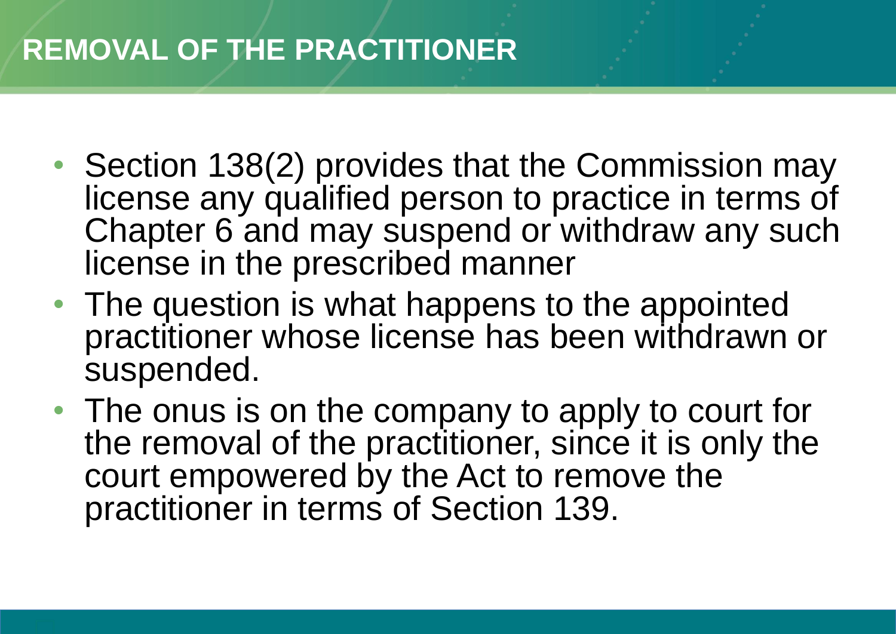# REMOVAL OF THE PRACTITIONER

- Section 138(2) provides that the Commission may license any qualified person to practice in terms of Chapter 6 and may suspend or withdraw any such license in the prescribed manner
- The question is what happens to the appointed practitioner whose license has been withdrawn or suspended.
- The onus is on the company to apply to court for the removal of the practitioner, since it is only the court empowered by the Act to remove the practitioner in terms of Section 139.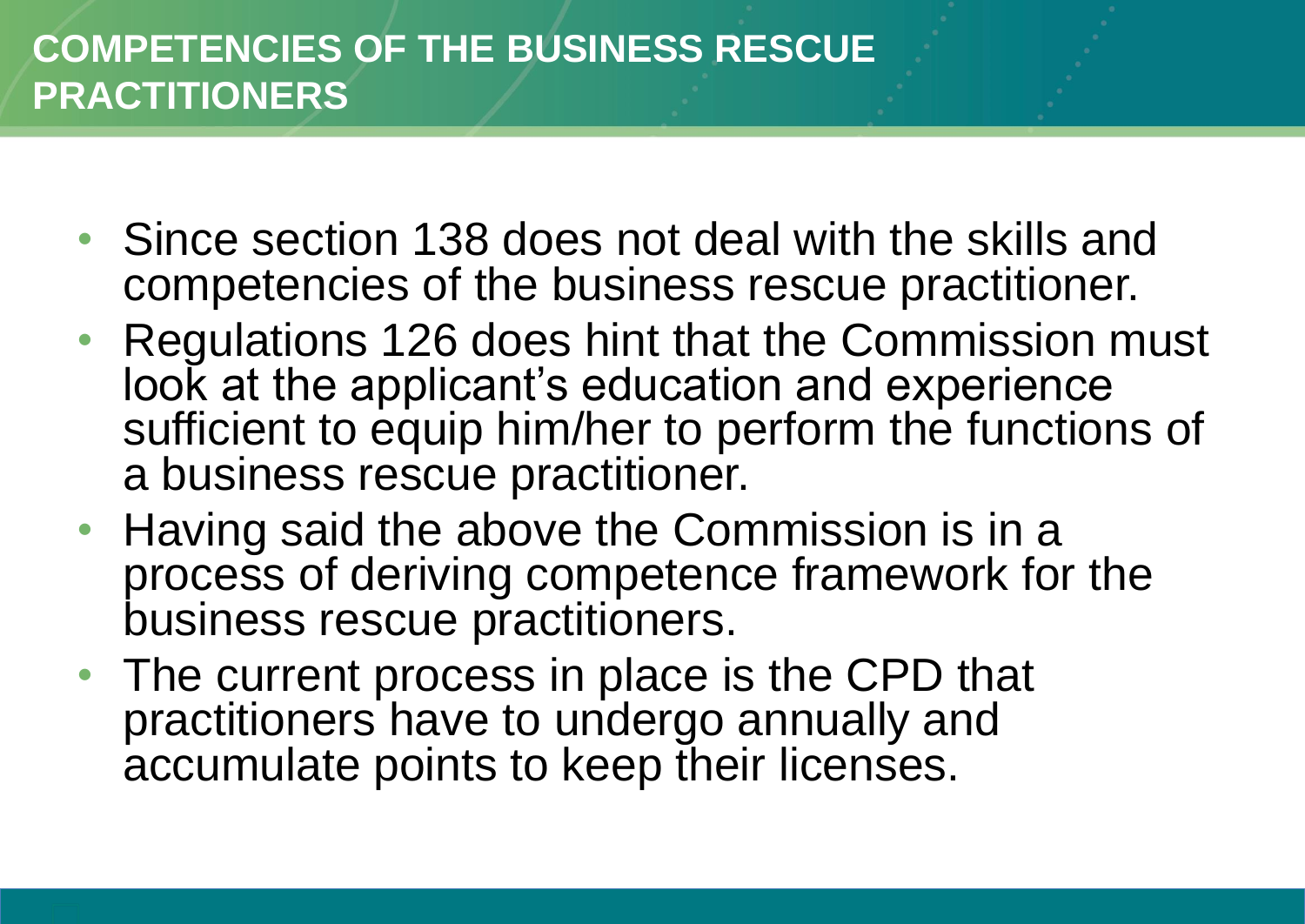# COMPETENCIES OF THE BUSINESS RESCUE PRACTITIONERS

- Since section 138 does not deal with the skills and competencies of the business rescue practitioner.
- Regulations 126 does hint that the Commission must look at the applicant's education and experience sufficient to equip him/her to perform the functions of a business rescue practitioner.
- Having said the above the Commission is in a process of deriving competence framework for the business rescue practitioners.
- The current process in place is the CPD that practitioners have to undergo annually and accumulate points to keep their licenses.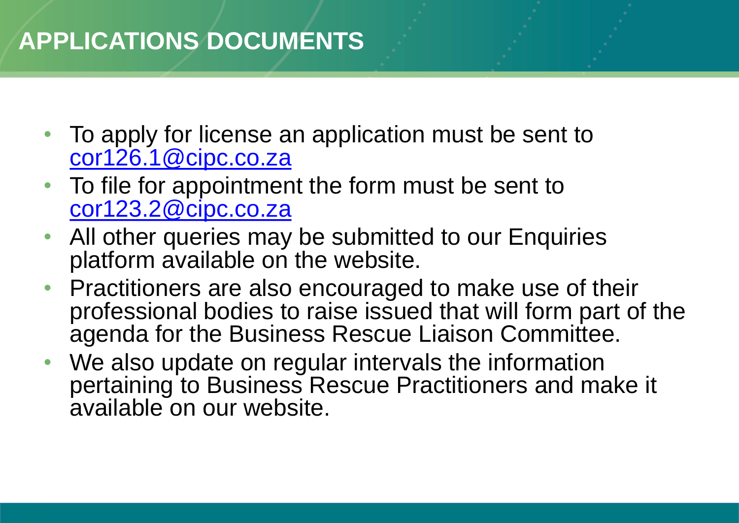# APPLICATIONS DOCUMENTS

- To apply for license an application must be sent to cor126.1@cipc.co.za
- To file for appointment the form must be sent to cor123.2@cipc.co.za
- All other queries may be submitted to our Enquiries platform available on the website.
- Practitioners are also encouraged to make use of their professional bodies to raise issued that will form part of the agenda for the Business Rescue Liaison Committee.
- We also update on regular intervals the information pertaining to Business Rescue Practitioners and make it available on our website.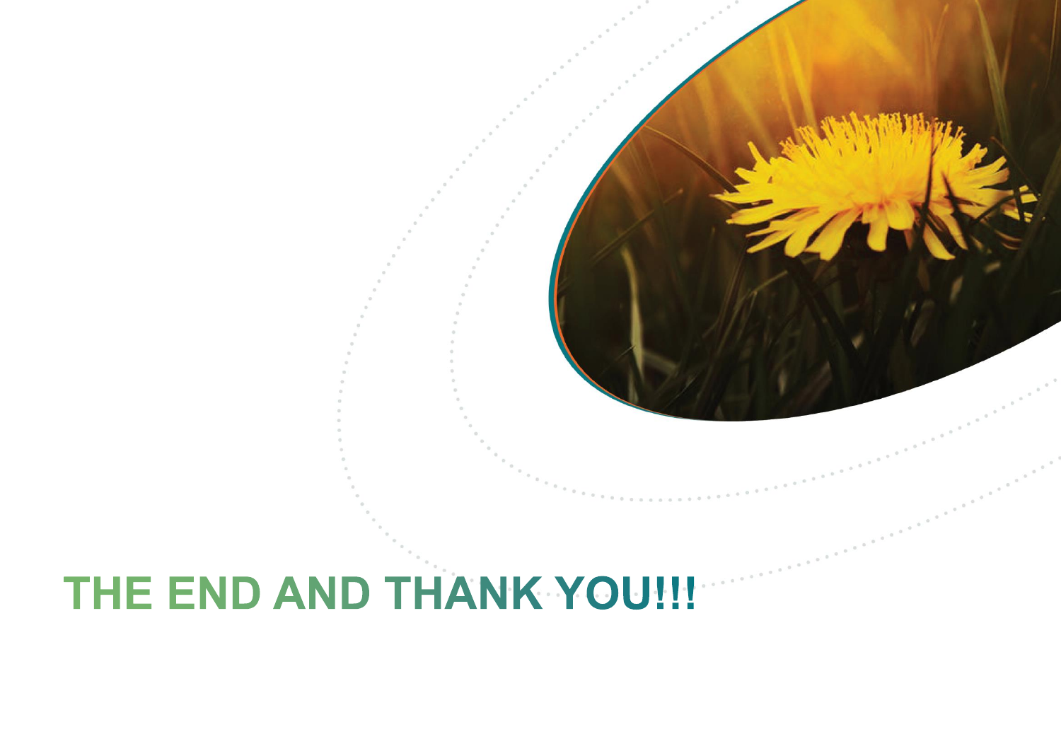# THE END AND THANK YOU!!!